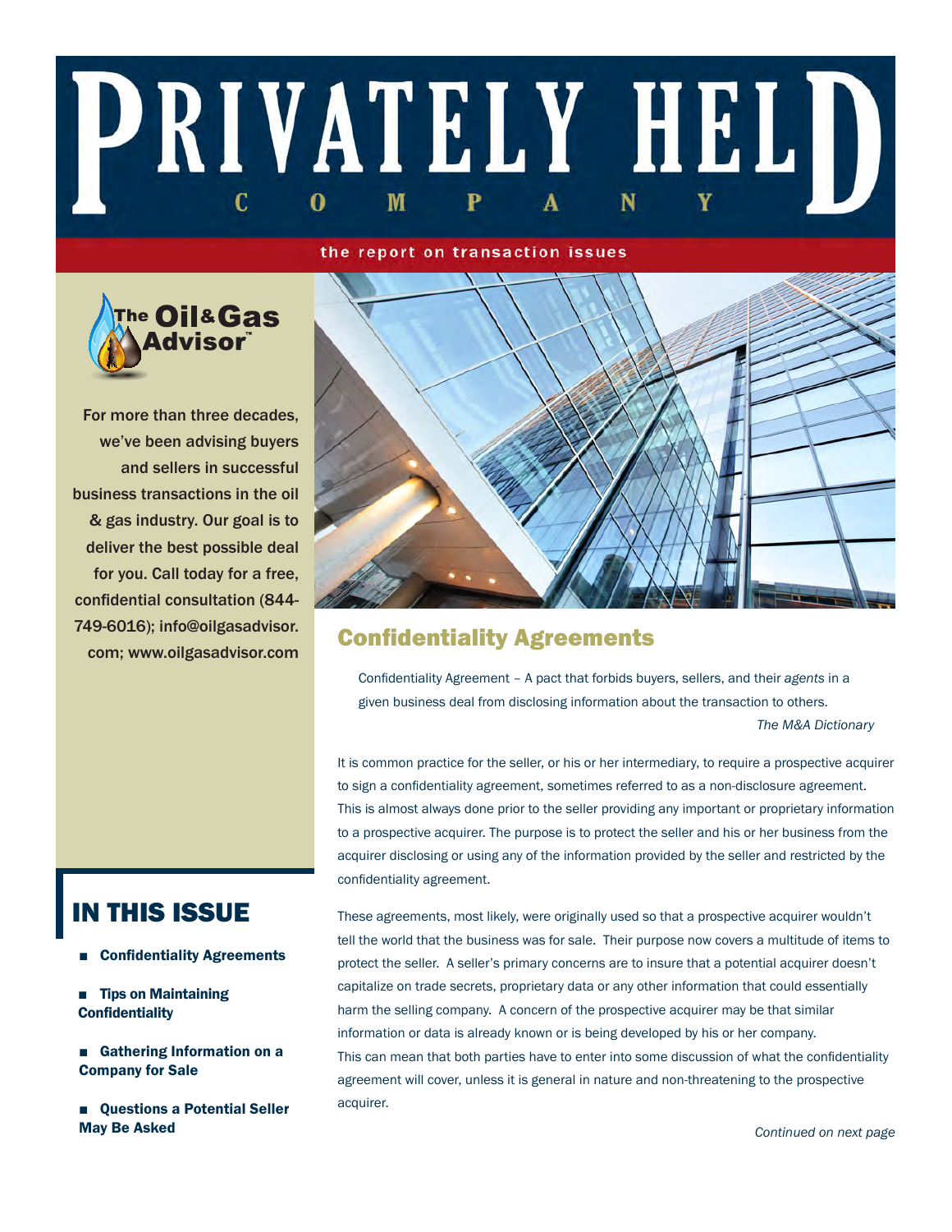# PRIVATELY HELD COMPANY

the report on transaction issues

The Oil & Gas Advisor™

For more than three decades, we've been advising buyers and sellers in successful business transactions in the oil & gas industry. Our goal is to deliver the best possible deal for you. Call today for a free, confidential consultation (844-749-6016); info@oilgasadvisor.com; www.oilgasadvisor.com

## IN THIS ISSUE

- **Confidentiality Agreements**
- **Tips on Maintaining Confidentiality**
- **Gathering Information on a Company for Sale**
- **Questions a Potential Seller May Be Asked**

## Confidentiality Agreements

> Confidentiality Agreement – A pact that forbids buyers, sellers, and their *agents* in a given business deal from disclosing information about the transaction to others.
>
> *The M&A Dictionary*

It is common practice for the seller, or his or her intermediary, to require a prospective acquirer to sign a confidentiality agreement, sometimes referred to as a non-disclosure agreement. This is almost always done prior to the seller providing any important or proprietary information to a prospective acquirer. The purpose is to protect the seller and his or her business from the acquirer disclosing or using any of the information provided by the seller and restricted by the confidentiality agreement.

These agreements, most likely, were originally used so that a prospective acquirer wouldn't tell the world that the business was for sale. Their purpose now covers a multitude of items to protect the seller. A seller's primary concerns are to insure that a potential acquirer doesn't capitalize on trade secrets, proprietary data or any other information that could essentially harm the selling company. A concern of the prospective acquirer may be that similar information or data is already known or is being developed by his or her company. This can mean that both parties have to enter into some discussion of what the confidentiality agreement will cover, unless it is general in nature and non-threatening to the prospective acquirer.

*Continued on next page*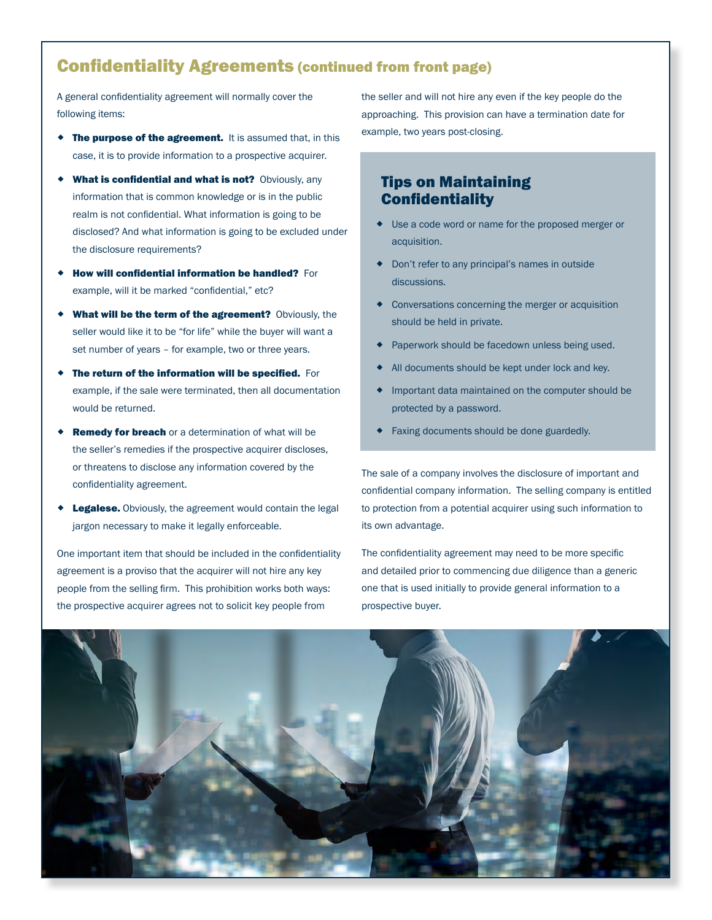# Confidentiality Agreements (continued from front page)

A general confidentiality agreement will normally cover the following items:

- **The purpose of the agreement.** It is assumed that, in this case, it is to provide information to a prospective acquirer.
- **What is confidential and what is not?** Obviously, any information that is common knowledge or is in the public realm is not confidential. What information is going to be disclosed? And what information is going to be excluded under the disclosure requirements?
- **How will confidential information be handled?** For example, will it be marked "confidential," etc?
- **What will be the term of the agreement?** Obviously, the seller would like it to be "for life" while the buyer will want a set number of years – for example, two or three years.
- **The return of the information will be specified.** For example, if the sale were terminated, then all documentation would be returned.
- **Remedy for breach** or a determination of what will be the seller's remedies if the prospective acquirer discloses, or threatens to disclose any information covered by the confidentiality agreement.
- **Legalese.** Obviously, the agreement would contain the legal jargon necessary to make it legally enforceable.

One important item that should be included in the confidentiality agreement is a proviso that the acquirer will not hire any key people from the selling firm. This prohibition works both ways: the prospective acquirer agrees not to solicit key people from the seller and will not hire any even if the key people do the approaching. This provision can have a termination date for example, two years post-closing.

## Tips on Maintaining Confidentiality

- Use a code word or name for the proposed merger or acquisition.
- Don't refer to any principal's names in outside discussions.
- Conversations concerning the merger or acquisition should be held in private.
- Paperwork should be facedown unless being used.
- All documents should be kept under lock and key.
- Important data maintained on the computer should be protected by a password.
- Faxing documents should be done guardedly.

The sale of a company involves the disclosure of important and confidential company information. The selling company is entitled to protection from a potential acquirer using such information to its own advantage.

The confidentiality agreement may need to be more specific and detailed prior to commencing due diligence than a generic one that is used initially to provide general information to a prospective buyer.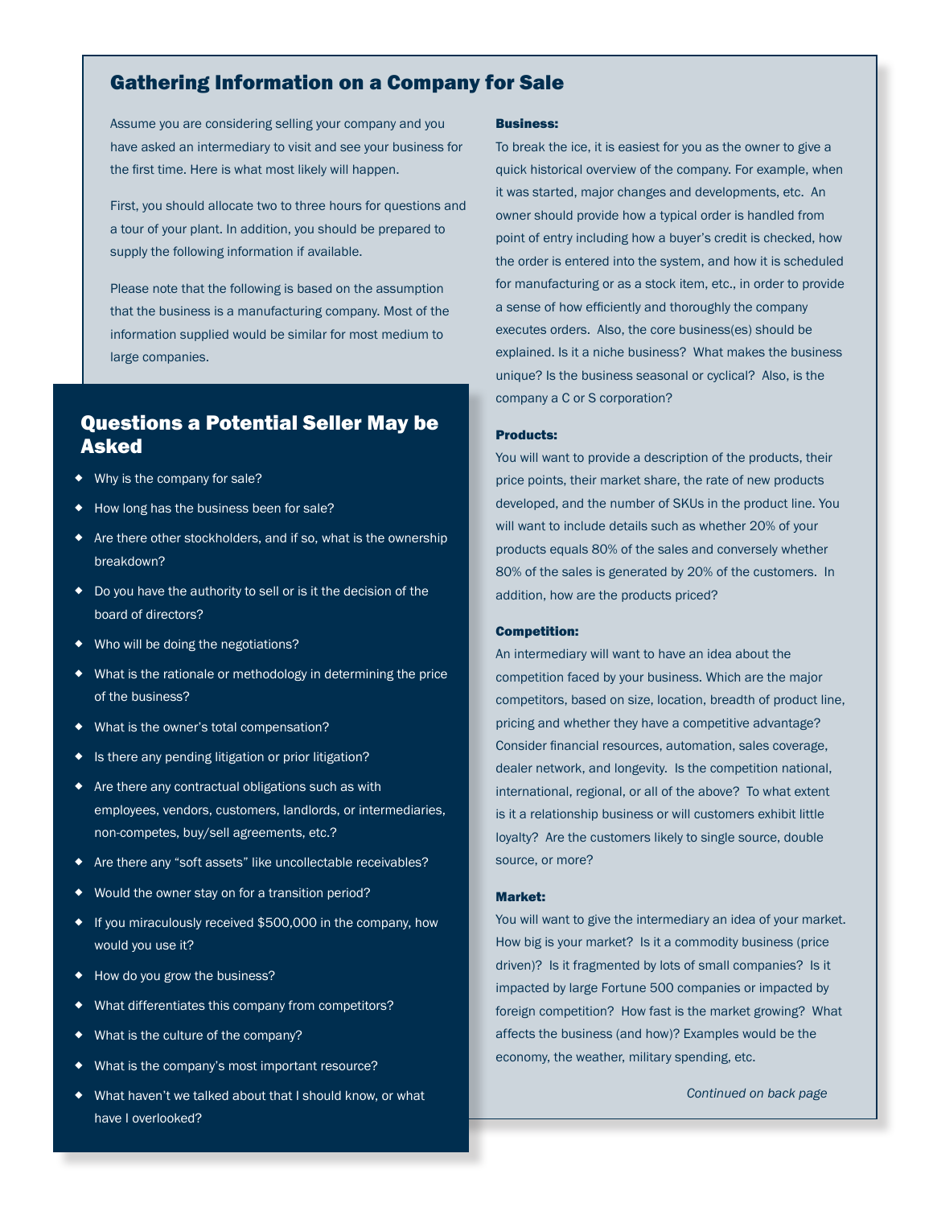## Gathering Information on a Company for Sale

Assume you are considering selling your company and you have asked an intermediary to visit and see your business for the first time. Here is what most likely will happen.

First, you should allocate two to three hours for questions and a tour of your plant. In addition, you should be prepared to supply the following information if available.

Please note that the following is based on the assumption that the business is a manufacturing company. Most of the information supplied would be similar for most medium to large companies.

### Questions a Potential Seller May be Asked

- Why is the company for sale?
- How long has the business been for sale?
- Are there other stockholders, and if so, what is the ownership breakdown?
- Do you have the authority to sell or is it the decision of the board of directors?
- Who will be doing the negotiations?
- What is the rationale or methodology in determining the price of the business?
- What is the owner's total compensation?
- Is there any pending litigation or prior litigation?
- Are there any contractual obligations such as with employees, vendors, customers, landlords, or intermediaries, non-competes, buy/sell agreements, etc.?
- Are there any "soft assets" like uncollectable receivables?
- Would the owner stay on for a transition period?
- If you miraculously received $500,000 in the company, how would you use it?
- How do you grow the business?
- What differentiates this company from competitors?
- What is the culture of the company?
- What is the company's most important resource?
- What haven't we talked about that I should know, or what have I overlooked?

**Business:**
To break the ice, it is easiest for you as the owner to give a quick historical overview of the company. For example, when it was started, major changes and developments, etc. An owner should provide how a typical order is handled from point of entry including how a buyer's credit is checked, how the order is entered into the system, and how it is scheduled for manufacturing or as a stock item, etc., in order to provide a sense of how efficiently and thoroughly the company executes orders. Also, the core business(es) should be explained. Is it a niche business? What makes the business unique? Is the business seasonal or cyclical? Also, is the company a C or S corporation?

**Products:**
You will want to provide a description of the products, their price points, their market share, the rate of new products developed, and the number of SKUs in the product line. You will want to include details such as whether 20% of your products equals 80% of the sales and conversely whether 80% of the sales is generated by 20% of the customers. In addition, how are the products priced?

**Competition:**
An intermediary will want to have an idea about the competition faced by your business. Which are the major competitors, based on size, location, breadth of product line, pricing and whether they have a competitive advantage? Consider financial resources, automation, sales coverage, dealer network, and longevity. Is the competition national, international, regional, or all of the above? To what extent is it a relationship business or will customers exhibit little loyalty? Are the customers likely to single source, double source, or more?

**Market:**
You will want to give the intermediary an idea of your market. How big is your market? Is it a commodity business (price driven)? Is it fragmented by lots of small companies? Is it impacted by large Fortune 500 companies or impacted by foreign competition? How fast is the market growing? What affects the business (and how)? Examples would be the economy, the weather, military spending, etc.

*Continued on back page*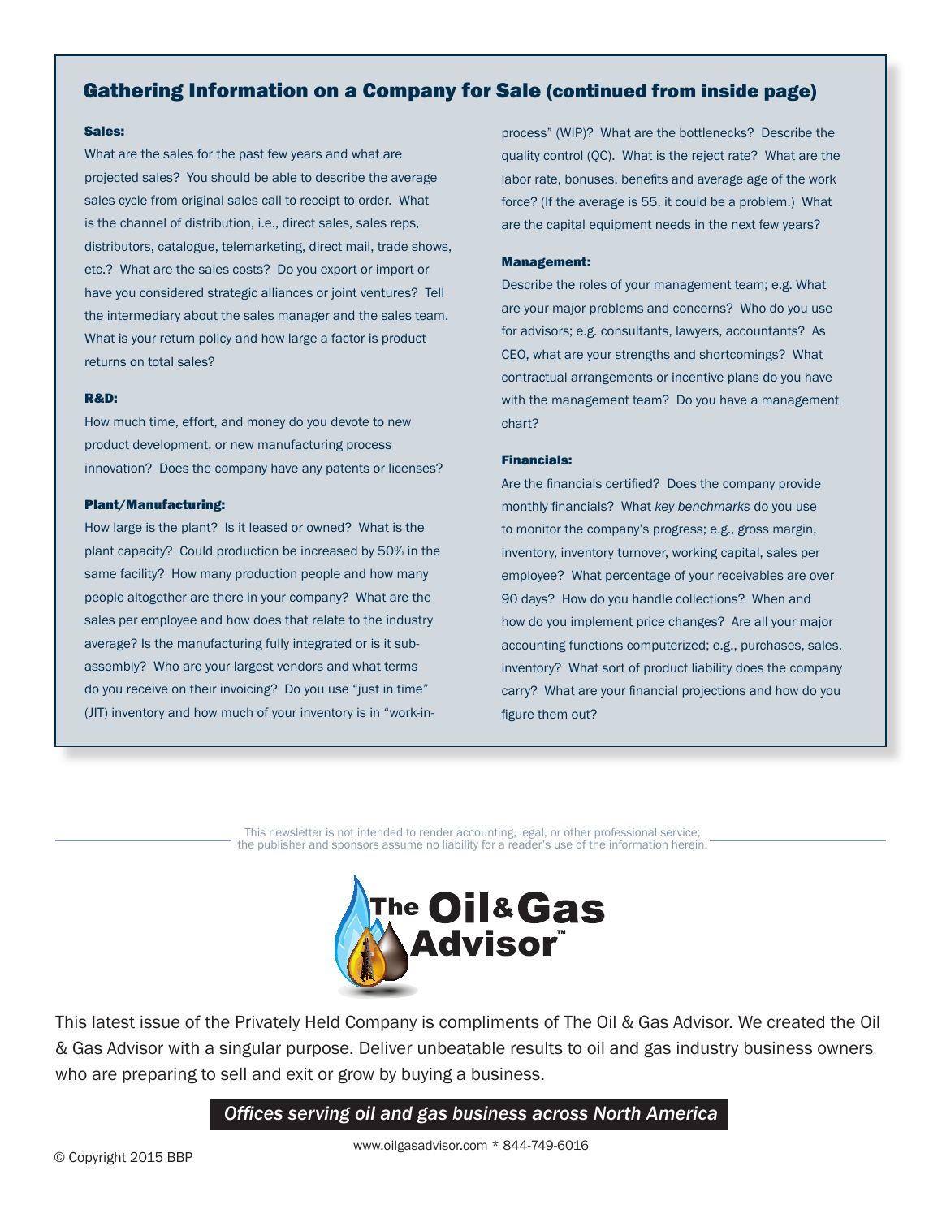## Gathering Information on a Company for Sale (continued from inside page)

**Sales:**

What are the sales for the past few years and what are projected sales? You should be able to describe the average sales cycle from original sales call to receipt to order. What is the channel of distribution, i.e., direct sales, sales reps, distributors, catalogue, telemarketing, direct mail, trade shows, etc.? What are the sales costs? Do you export or import or have you considered strategic alliances or joint ventures? Tell the intermediary about the sales manager and the sales team. What is your return policy and how large a factor is product returns on total sales?

**R&D:**

How much time, effort, and money do you devote to new product development, or new manufacturing process innovation? Does the company have any patents or licenses?

**Plant/Manufacturing:**

How large is the plant? Is it leased or owned? What is the plant capacity? Could production be increased by 50% in the same facility? How many production people and how many people altogether are there in your company? What are the sales per employee and how does that relate to the industry average? Is the manufacturing fully integrated or is it sub-assembly? Who are your largest vendors and what terms do you receive on their invoicing? Do you use "just in time" (JIT) inventory and how much of your inventory is in "work-in-process" (WIP)? What are the bottlenecks? Describe the quality control (QC). What is the reject rate? What are the labor rate, bonuses, benefits and average age of the work force? (If the average is 55, it could be a problem.) What are the capital equipment needs in the next few years?

**Management:**

Describe the roles of your management team; e.g. What are your major problems and concerns? Who do you use for advisors; e.g. consultants, lawyers, accountants? As CEO, what are your strengths and shortcomings? What contractual arrangements or incentive plans do you have with the management team? Do you have a management chart?

**Financials:**

Are the financials certified? Does the company provide monthly financials? What *key benchmarks* do you use to monitor the company's progress; e.g., gross margin, inventory, inventory turnover, working capital, sales per employee? What percentage of your receivables are over 90 days? How do you handle collections? When and how do you implement price changes? Are all your major accounting functions computerized; e.g., purchases, sales, inventory? What sort of product liability does the company carry? What are your financial projections and how do you figure them out?

This newsletter is not intended to render accounting, legal, or other professional service; the publisher and sponsors assume no liability for a reader's use of the information herein.

The Oil & Gas Advisor™

This latest issue of the Privately Held Company is compliments of The Oil & Gas Advisor. We created the Oil & Gas Advisor with a singular purpose. Deliver unbeatable results to oil and gas industry business owners who are preparing to sell and exit or grow by buying a business.

*Offices serving oil and gas business across North America*

www.oilgasadvisor.com * 844-749-6016

© Copyright 2015 BBP